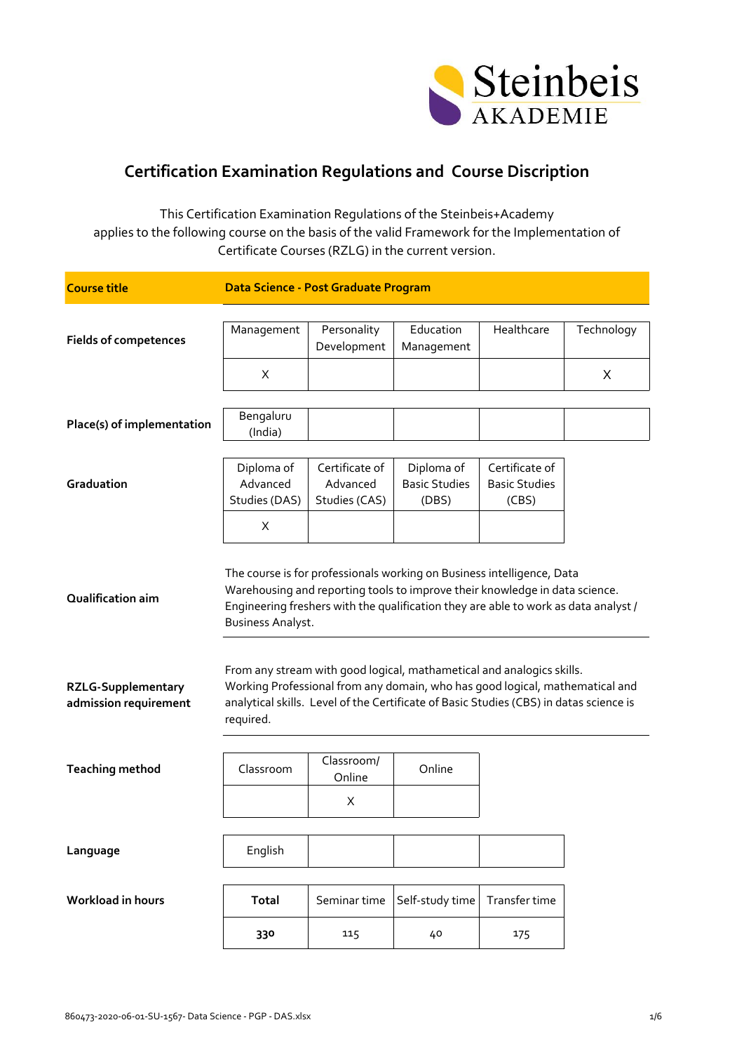Steinbeis AKADEMIE

# Certification Examination Regulations and Course Discription

This Certification Examination Regulations of the Steinbeis+Academy applies to the following course on the basis of the valid Framework for the Implementation of Certificate Courses (RZLG) in the current version.

**Course title** | **Data Science - Post Graduate Program**

**Fields of competences**

| Management | Personality Development | Education Management | Healthcare | Technology |
|---|---|---|---|---|
| X | | | | X |

**Place(s) of implementation**

| Bengaluru (India) | | | | |
|---|---|---|---|---|

**Graduation**

| Diploma of Advanced Studies (DAS) | Certificate of Advanced Studies (CAS) | Diploma of Basic Studies (DBS) | Certificate of Basic Studies (CBS) |
|---|---|---|---|
| X | | | |

**Qualification aim**

The course is for professionals working on Business intelligence, Data Warehousing and reporting tools to improve their knowledge in data science. Engineering freshers with the qualification they are able to work as data analyst / Business Analyst.

**RZLG-Supplementary admission requirement**

From any stream with good logical, mathematical and analogics skills. Working Professional from any domain, who has good logical, mathematical and analytical skills. Level of the Certificate of Basic Studies (CBS) in datas science is required.

**Teaching method**

| Classroom | Classroom/ Online | Online |
|---|---|---|
| | X | |

**Language**

| English | | | |
|---|---|---|---|

**Workload in hours**

| **Total** | Seminar time | Self-study time | Transfer time |
|---|---|---|---|
| **330** | 115 | 40 | 175 |

860473-2020-06-01-SU-1567- Data Science - PGP - DAS.xlsx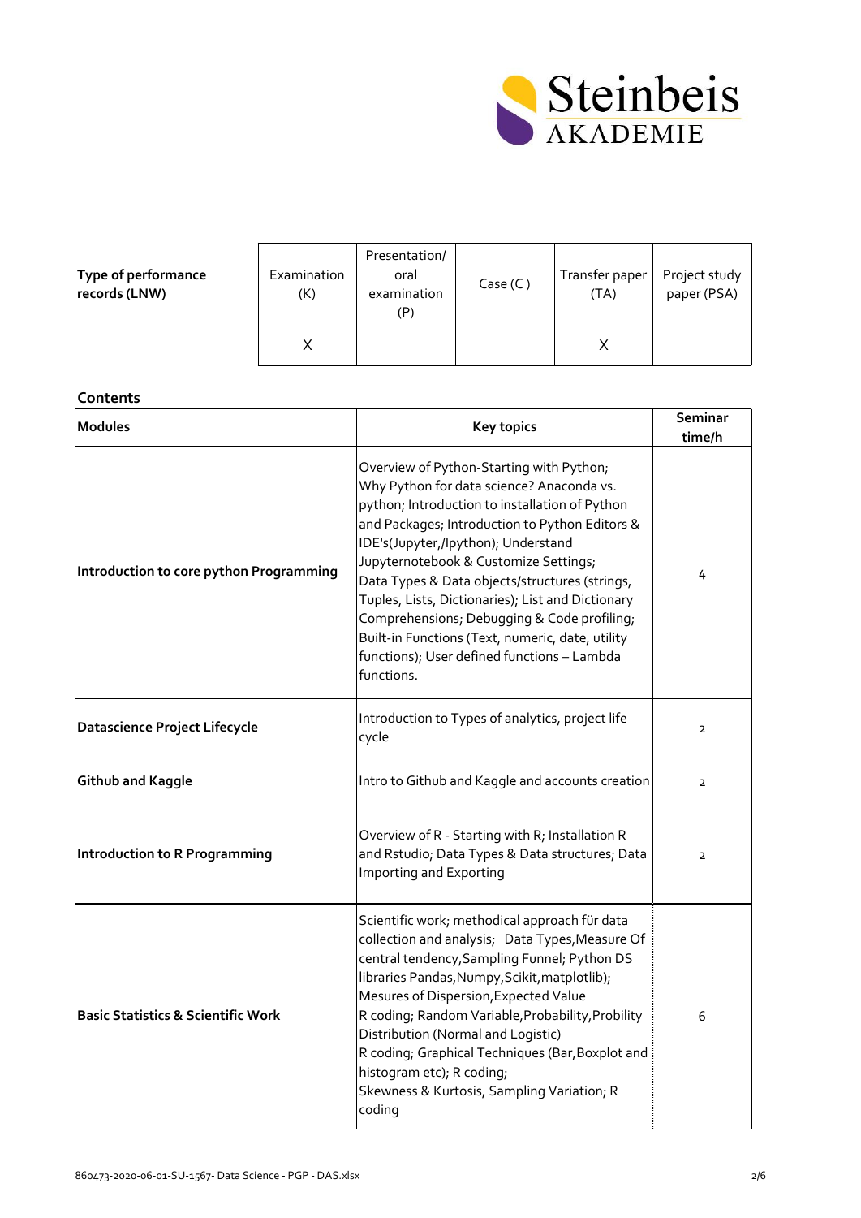| Type of performance records (LNW) | Examination (K) | Presentation/ oral examination (P) | Case (C ) | Transfer paper (TA) | Project study paper (PSA) |
|---|---|---|---|---|---|
| | X | | | X | |

## Contents

| Modules | Key topics | Seminar time/h |
|---|---|---|
| **Introduction to core python Programming** | Overview of Python-Starting with Python; Why Python for data science? Anaconda vs. python; Introduction to installation of Python and Packages; Introduction to Python Editors & IDE's(Jupyter,/Ipython); Understand Jupyternotebook & Customize Settings; Data Types & Data objects/structures (strings, Tuples, Lists, Dictionaries); List and Dictionary Comprehensions; Debugging & Code profiling; Built-in Functions (Text, numeric, date, utility functions); User defined functions – Lambda functions. | 4 |
| **Datascience Project Lifecycle** | Introduction to Types of analytics, project life cycle | 2 |
| **Github and Kaggle** | Intro to Github and Kaggle and accounts creation | 2 |
| **Introduction to R Programming** | Overview of R - Starting with R; Installation R and Rstudio; Data Types & Data structures; Data Importing and Exporting | 2 |
| **Basic Statistics & Scientific Work** | Scientific work; methodical approach für data collection and analysis; Data Types,Measure Of central tendency,Sampling Funnel; Python DS libraries Pandas,Numpy,Scikit,matplotlib); Mesures of Dispersion,Expected Value R coding; Random Variable,Probability,Probility Distribution (Normal and Logistic) R coding; Graphical Techniques (Bar,Boxplot and histogram etc); R coding; Skewness & Kurtosis, Sampling Variation; R coding | 6 |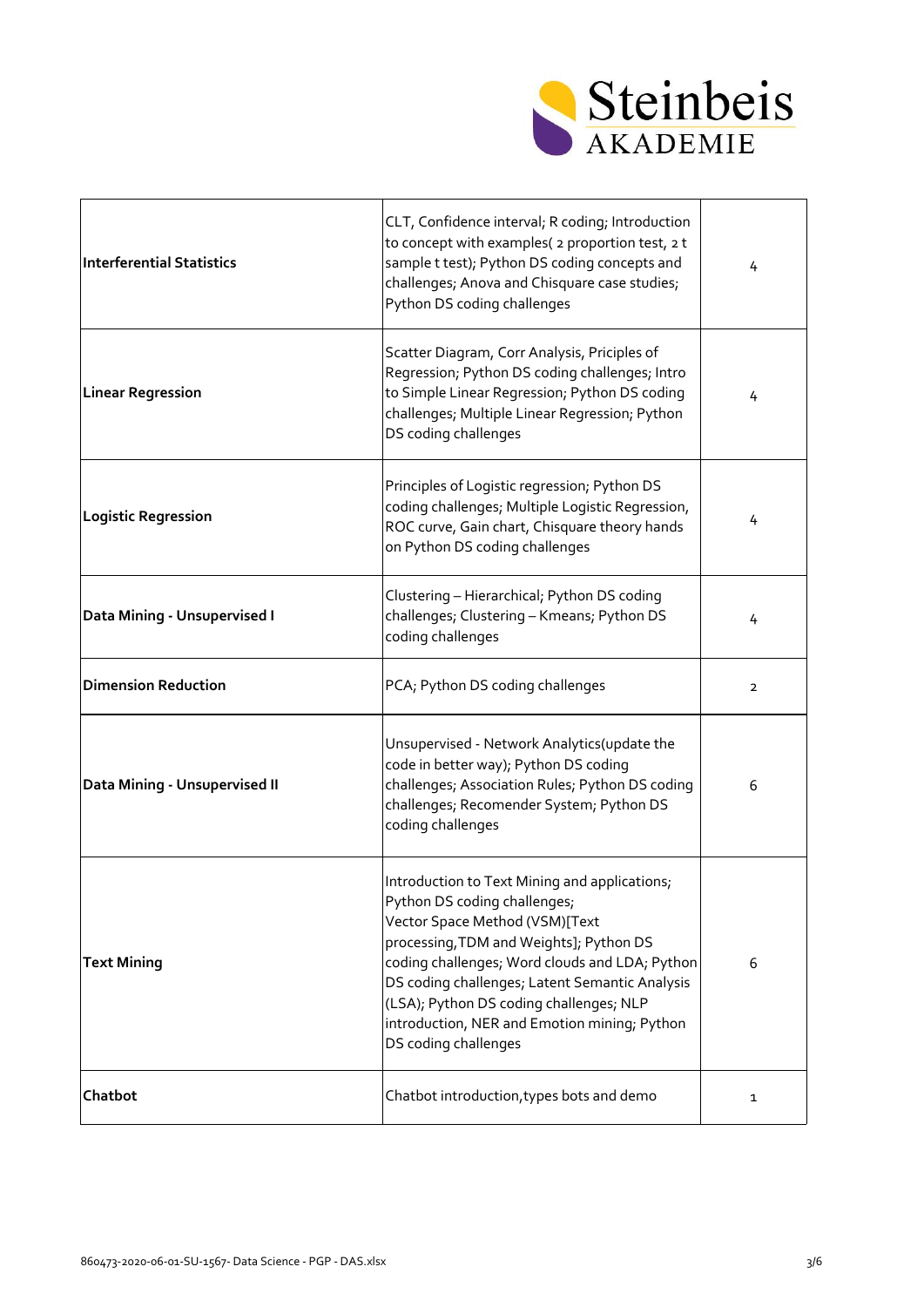| | | |
|---|---|---|
| **Interferential Statistics** | CLT, Confidence interval; R coding; Introduction to concept with examples( 2 proportion test, 2 t sample t test); Python DS coding concepts and challenges; Anova and Chisquare case studies; Python DS coding challenges | 4 |
| **Linear Regression** | Scatter Diagram, Corr Analysis, Priciples of Regression; Python DS coding challenges; Intro to Simple Linear Regression; Python DS coding challenges; Multiple Linear Regression; Python DS coding challenges | 4 |
| **Logistic Regression** | Principles of Logistic regression; Python DS coding challenges; Multiple Logistic Regression, ROC curve, Gain chart, Chisquare theory hands on Python DS coding challenges | 4 |
| **Data Mining - Unsupervised I** | Clustering – Hierarchical; Python DS coding challenges; Clustering – Kmeans; Python DS coding challenges | 4 |
| **Dimension Reduction** | PCA; Python DS coding challenges | 2 |
| **Data Mining - Unsupervised II** | Unsupervised - Network Analytics(update the code in better way); Python DS coding challenges; Association Rules; Python DS coding challenges; Recomender System; Python DS coding challenges | 6 |
| **Text Mining** | Introduction to Text Mining and applications; Python DS coding challenges; Vector Space Method (VSM)[Text processing,TDM and Weights]; Python DS coding challenges; Word clouds and LDA; Python DS coding challenges; Latent Semantic Analysis (LSA); Python DS coding challenges; NLP introduction, NER and Emotion mining; Python DS coding challenges | 6 |
| **Chatbot** | Chatbot introduction,types bots and demo | 1 |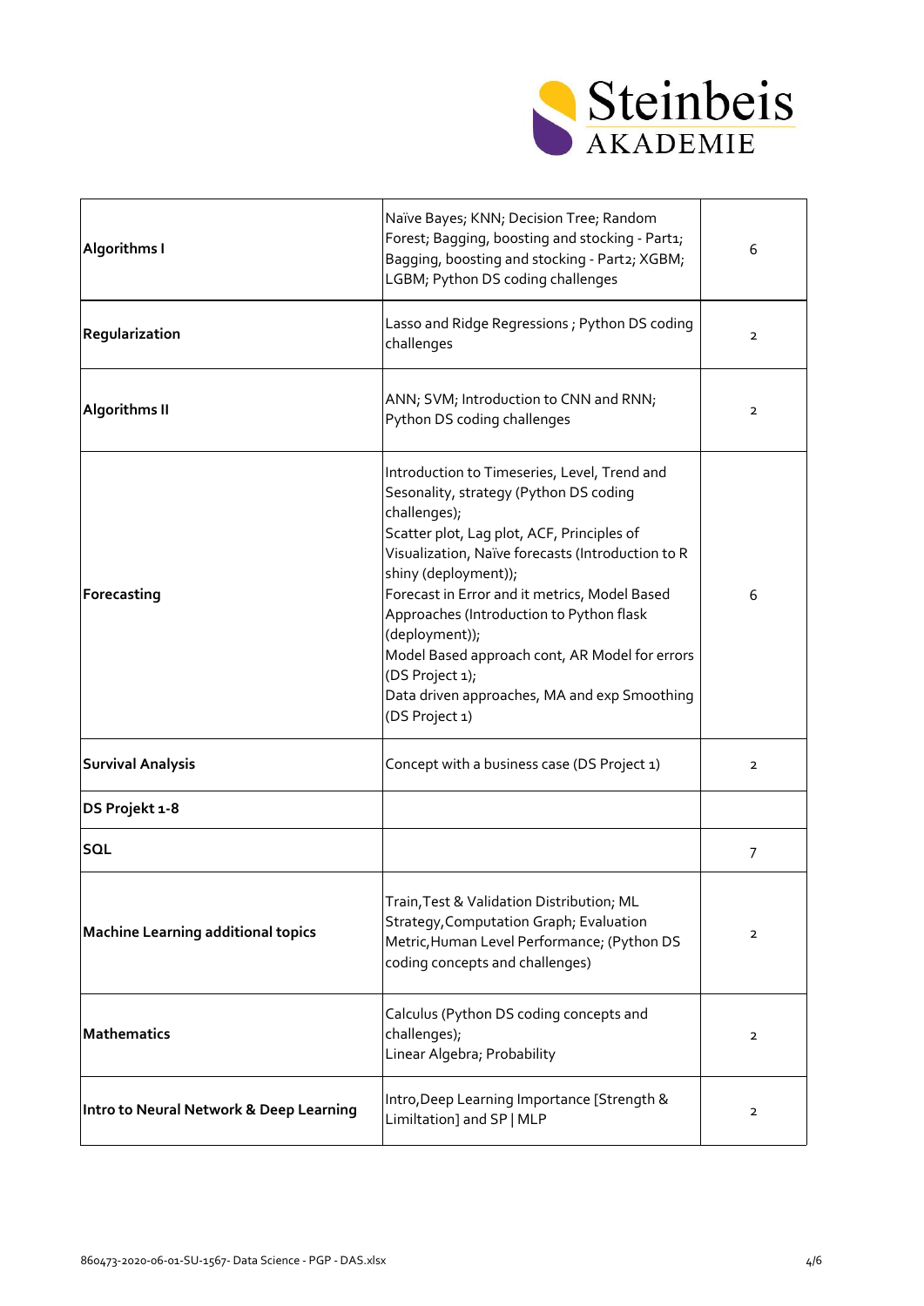| | | |
|---|---|---|
| **Algorithms I** | Naïve Bayes; KNN; Decision Tree; Random Forest; Bagging, boosting and stocking - Part1; Bagging, boosting and stocking - Part2; XGBM; LGBM; Python DS coding challenges | 6 |
| **Regularization** | Lasso and Ridge Regressions ; Python DS coding challenges | 2 |
| **Algorithms II** | ANN; SVM; Introduction to CNN and RNN; Python DS coding challenges | 2 |
| **Forecasting** | Introduction to Timeseries, Level, Trend and Sesonality, strategy (Python DS coding challenges);<br>Scatter plot, Lag plot, ACF, Principles of Visualization, Naïve forecasts (Introduction to R shiny (deployment));<br>Forecast in Error and it metrics, Model Based Approaches (Introduction to Python flask (deployment));<br>Model Based approach cont, AR Model for errors (DS Project 1);<br>Data driven approaches, MA and exp Smoothing (DS Project 1) | 6 |
| **Survival Analysis** | Concept with a business case (DS Project 1) | 2 |
| **DS Projekt 1-8** | | |
| **SQL** | | 7 |
| **Machine Learning additional topics** | Train,Test & Validation Distribution; ML Strategy,Computation Graph; Evaluation Metric,Human Level Performance; (Python DS coding concepts and challenges) | 2 |
| **Mathematics** | Calculus (Python DS coding concepts and challenges);<br>Linear Algebra; Probability | 2 |
| **Intro to Neural Network & Deep Learning** | Intro,Deep Learning Importance [Strength & Limiltation] and SP \| MLP | 2 |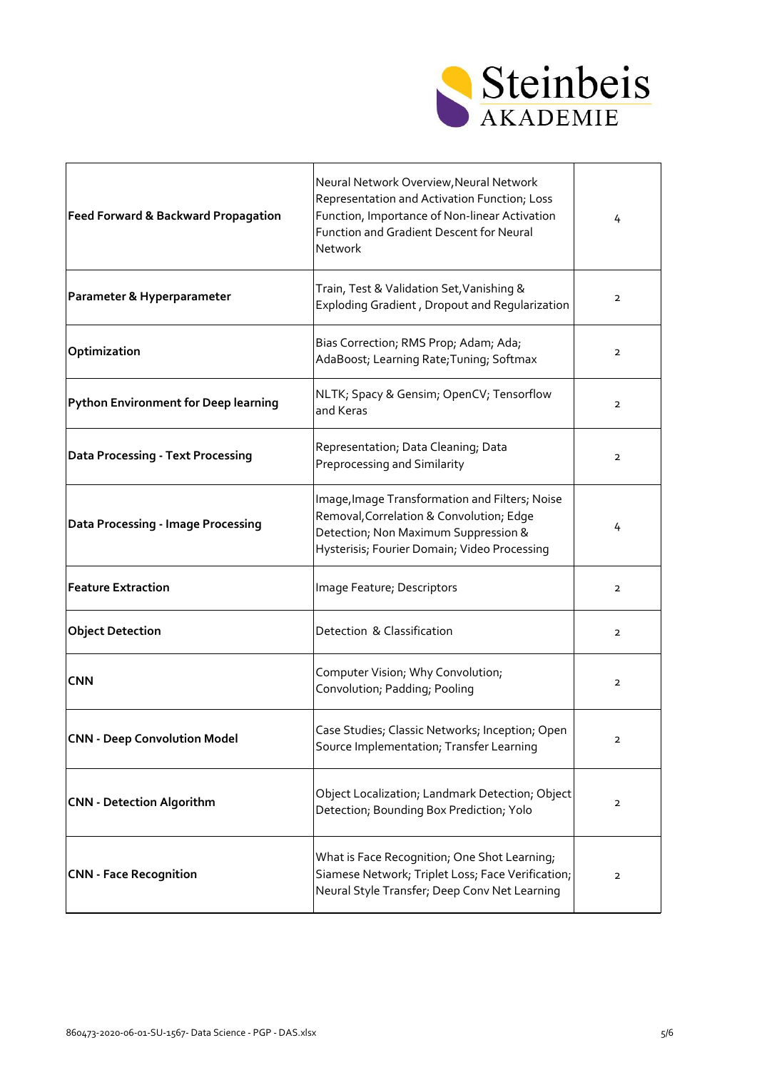| | | |
|---|---|---|
| **Feed Forward & Backward Propagation** | Neural Network Overview,Neural Network Representation and Activation Function; Loss Function, Importance of Non-linear Activation Function and Gradient Descent for Neural Network | 4 |
| **Parameter & Hyperparameter** | Train, Test & Validation Set,Vanishing & Exploding Gradient , Dropout and Regularization | 2 |
| **Optimization** | Bias Correction; RMS Prop; Adam; Ada; AdaBoost; Learning Rate;Tuning; Softmax | 2 |
| **Python Environment for Deep learning** | NLTK; Spacy & Gensim; OpenCV; Tensorflow and Keras | 2 |
| **Data Processing - Text Processing** | Representation; Data Cleaning; Data Preprocessing and Similarity | 2 |
| **Data Processing - Image Processing** | Image,Image Transformation and Filters; Noise Removal,Correlation & Convolution; Edge Detection; Non Maximum Suppression & Hysterisis; Fourier Domain; Video Processing | 4 |
| **Feature Extraction** | Image Feature; Descriptors | 2 |
| **Object Detection** | Detection & Classification | 2 |
| **CNN** | Computer Vision; Why Convolution; Convolution; Padding; Pooling | 2 |
| **CNN - Deep Convolution Model** | Case Studies; Classic Networks; Inception; Open Source Implementation; Transfer Learning | 2 |
| **CNN - Detection Algorithm** | Object Localization; Landmark Detection; Object Detection; Bounding Box Prediction; Yolo | 2 |
| **CNN - Face Recognition** | What is Face Recognition; One Shot Learning; Siamese Network; Triplet Loss; Face Verification; Neural Style Transfer; Deep Conv Net Learning | 2 |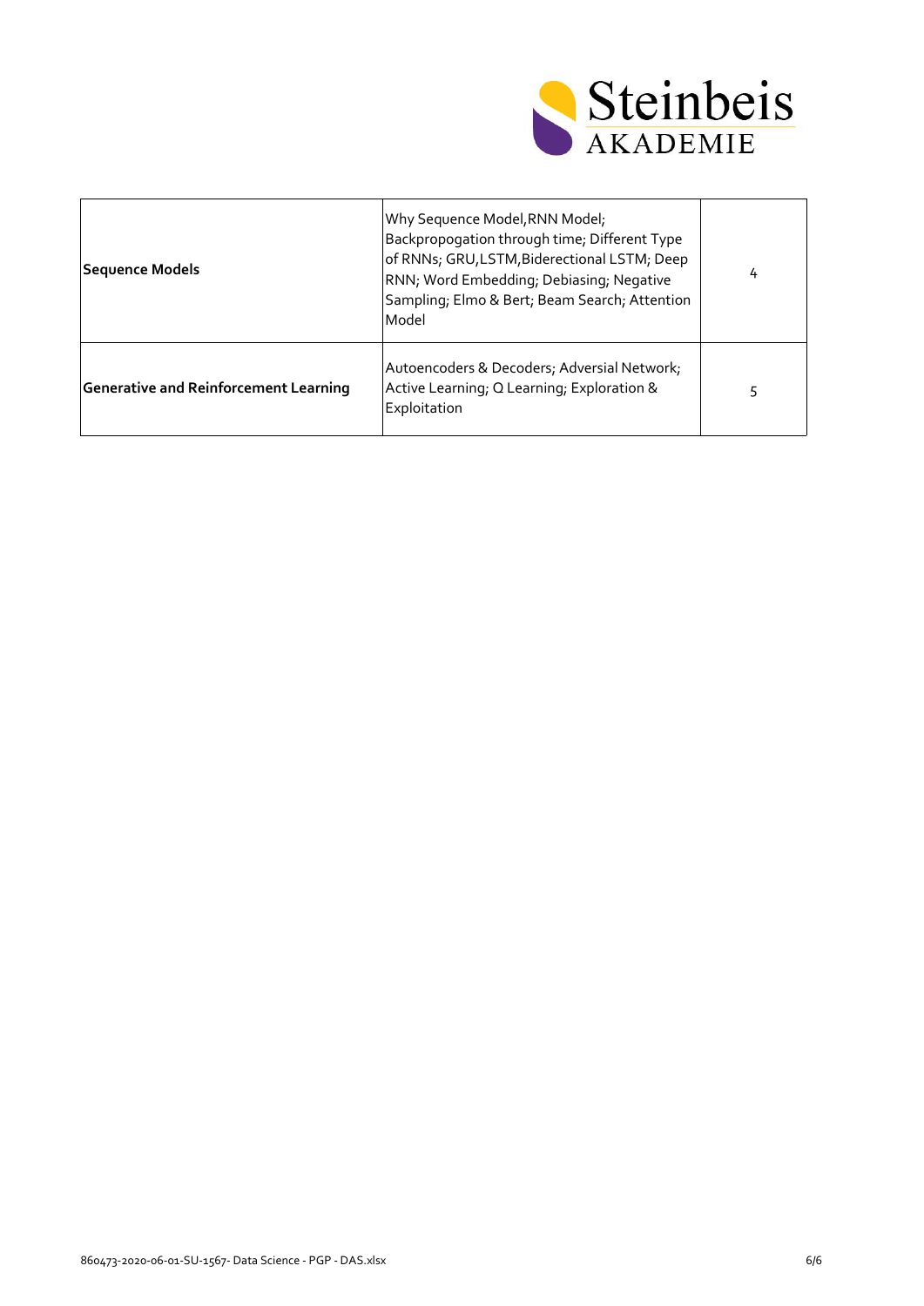| | | |
|---|---|---|
| **Sequence Models** | Why Sequence Model,RNN Model; Backpropogation through time; Different Type of RNNs; GRU,LSTM,Biderectional LSTM; Deep RNN; Word Embedding; Debiasing; Negative Sampling; Elmo & Bert; Beam Search; Attention Model | 4 |
| **Generative and Reinforcement Learning** | Autoencoders & Decoders; Adversial Network; Active Learning; Q Learning; Exploration & Exploitation | 5 |